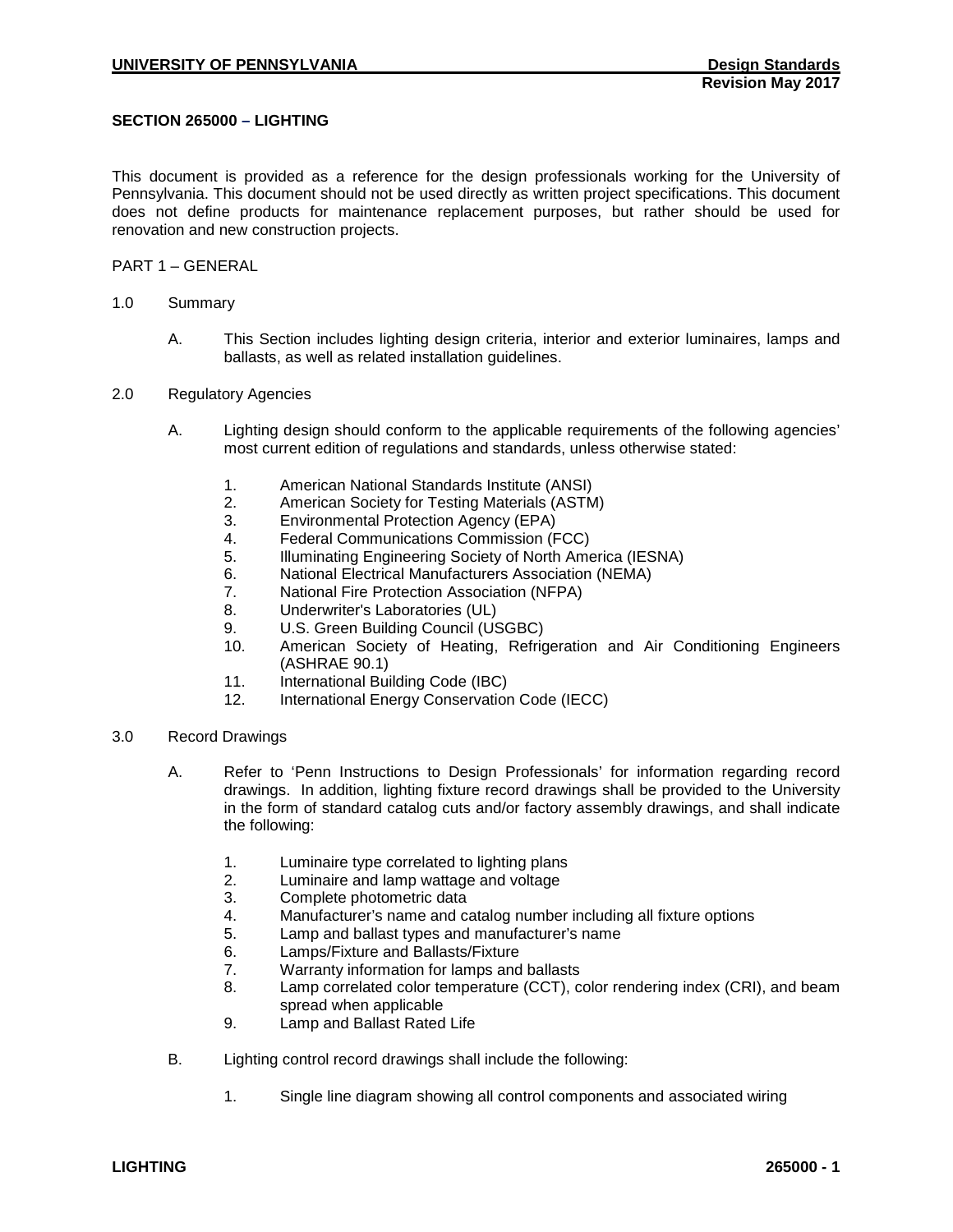# SECTION 265000 – LIGHTING

This document is provided as a reference for the design professionals working for the University of Pennsylvania. This document should not be used directly as written project specifications. This document does not define products for maintenance replacement purposes, but rather should be used for renovation and new construction projects.

## PART 1 – GENERAL

### 1.0 Summary

A. This Section includes lighting design criteria, interior and exterior luminaires, lamps and ballasts, as well as related installation guidelines.

### 2.0 Regulatory Agencies

A. Lighting design should conform to the applicable requirements of the following agencies' most current edition of regulations and standards, unless otherwise stated:

1. American National Standards Institute (ANSI)
2. American Society for Testing Materials (ASTM)
3. Environmental Protection Agency (EPA)
4. Federal Communications Commission (FCC)
5. Illuminating Engineering Society of North America (IESNA)
6. National Electrical Manufacturers Association (NEMA)
7. National Fire Protection Association (NFPA)
8. Underwriter's Laboratories (UL)
9. U.S. Green Building Council (USGBC)
10. American Society of Heating, Refrigeration and Air Conditioning Engineers (ASHRAE 90.1)
11. International Building Code (IBC)
12. International Energy Conservation Code (IECC)

### 3.0 Record Drawings

A. Refer to 'Penn Instructions to Design Professionals' for information regarding record drawings. In addition, lighting fixture record drawings shall be provided to the University in the form of standard catalog cuts and/or factory assembly drawings, and shall indicate the following:

1. Luminaire type correlated to lighting plans
2. Luminaire and lamp wattage and voltage
3. Complete photometric data
4. Manufacturer's name and catalog number including all fixture options
5. Lamp and ballast types and manufacturer's name
6. Lamps/Fixture and Ballasts/Fixture
7. Warranty information for lamps and ballasts
8. Lamp correlated color temperature (CCT), color rendering index (CRI), and beam spread when applicable
9. Lamp and Ballast Rated Life

B. Lighting control record drawings shall include the following:

1. Single line diagram showing all control components and associated wiring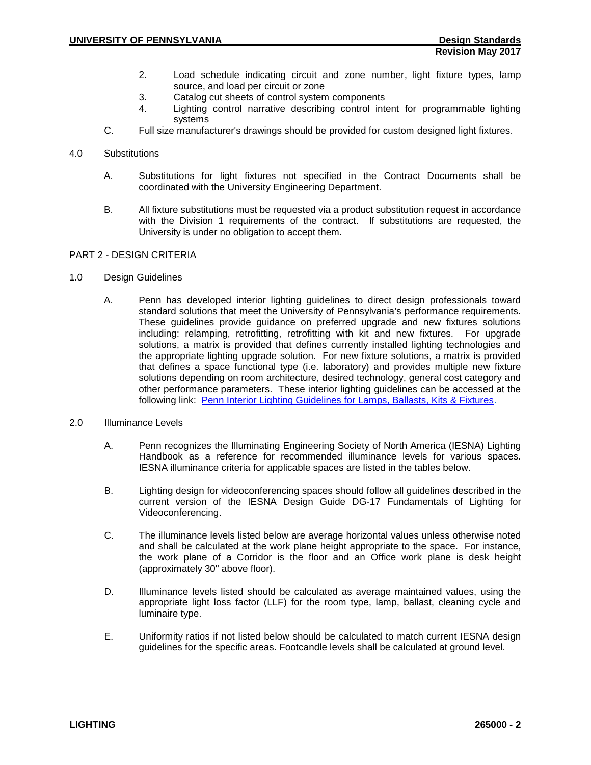2. Load schedule indicating circuit and zone number, light fixture types, lamp source, and load per circuit or zone
3. Catalog cut sheets of control system components
4. Lighting control narrative describing control intent for programmable lighting systems

C. Full size manufacturer's drawings should be provided for custom designed light fixtures.

4.0 Substitutions

A. Substitutions for light fixtures not specified in the Contract Documents shall be coordinated with the University Engineering Department.

B. All fixture substitutions must be requested via a product substitution request in accordance with the Division 1 requirements of the contract. If substitutions are requested, the University is under no obligation to accept them.

## PART 2 - DESIGN CRITERIA

1.0 Design Guidelines

A. Penn has developed interior lighting guidelines to direct design professionals toward standard solutions that meet the University of Pennsylvania's performance requirements. These guidelines provide guidance on preferred upgrade and new fixtures solutions including: relamping, retrofitting, retrofitting with kit and new fixtures. For upgrade solutions, a matrix is provided that defines currently installed lighting technologies and the appropriate lighting upgrade solution. For new fixture solutions, a matrix is provided that defines a space functional type (i.e. laboratory) and provides multiple new fixture solutions depending on room architecture, desired technology, general cost category and other performance parameters. These interior lighting guidelines can be accessed at the following link: Penn Interior Lighting Guidelines for Lamps, Ballasts, Kits & Fixtures.

2.0 Illuminance Levels

A. Penn recognizes the Illuminating Engineering Society of North America (IESNA) Lighting Handbook as a reference for recommended illuminance levels for various spaces. IESNA illuminance criteria for applicable spaces are listed in the tables below.

B. Lighting design for videoconferencing spaces should follow all guidelines described in the current version of the IESNA Design Guide DG-17 Fundamentals of Lighting for Videoconferencing.

C. The illuminance levels listed below are average horizontal values unless otherwise noted and shall be calculated at the work plane height appropriate to the space. For instance, the work plane of a Corridor is the floor and an Office work plane is desk height (approximately 30" above floor).

D. Illuminance levels listed should be calculated as average maintained values, using the appropriate light loss factor (LLF) for the room type, lamp, ballast, cleaning cycle and luminaire type.

E. Uniformity ratios if not listed below should be calculated to match current IESNA design guidelines for the specific areas. Footcandle levels shall be calculated at ground level.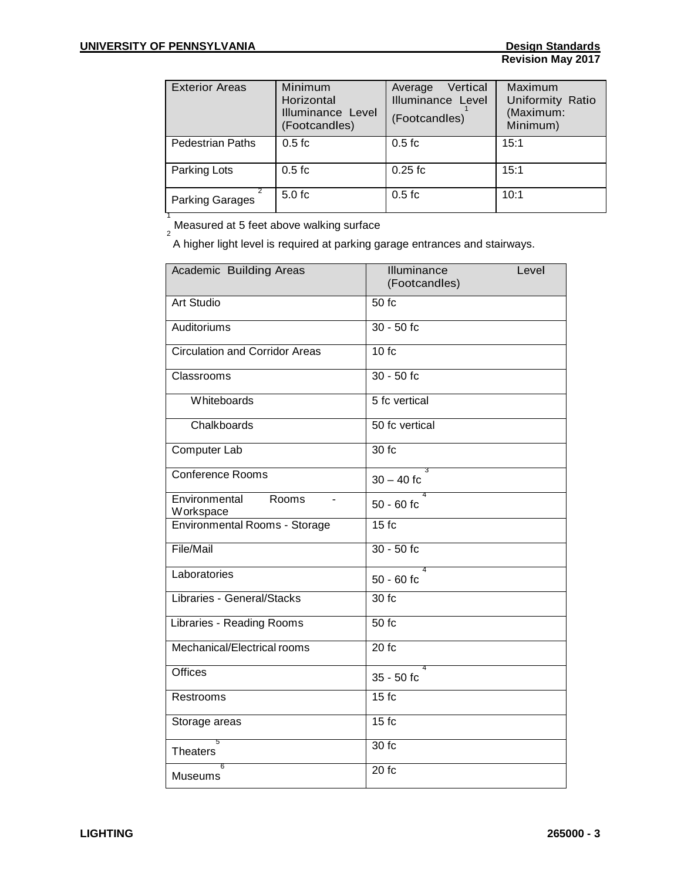| Exterior Areas | Minimum Horizontal Illuminance Level (Footcandles) | Average Vertical Illuminance Level (Footcandles)[1] | Maximum Uniformity Ratio (Maximum: Minimum) |
|---|---|---|---|
| Pedestrian Paths | 0.5 fc | 0.5 fc | 15:1 |
| Parking Lots | 0.5 fc | 0.25 fc | 15:1 |
| Parking Garages[2] | 5.0 fc | 0.5 fc | 10:1 |

[1] Measured at 5 feet above walking surface

[2] A higher light level is required at parking garage entrances and stairways.

| Academic Building Areas | Illuminance Level (Footcandles) |
|---|---|
| Art Studio | 50 fc |
| Auditoriums | 30 - 50 fc |
| Circulation and Corridor Areas | 10 fc |
| Classrooms | 30 - 50 fc |
| Whiteboards | 5 fc vertical |
| Chalkboards | 50 fc vertical |
| Computer Lab | 30 fc |
| Conference Rooms | 30 – 40 fc[3] |
| Environmental Rooms - Workspace | 50 - 60 fc[4] |
| Environmental Rooms - Storage | 15 fc |
| File/Mail | 30 - 50 fc |
| Laboratories | 50 - 60 fc[4] |
| Libraries - General/Stacks | 30 fc |
| Libraries - Reading Rooms | 50 fc |
| Mechanical/Electrical rooms | 20 fc |
| Offices | 35 - 50 fc[4] |
| Restrooms | 15 fc |
| Storage areas | 15 fc |
| Theaters[5] | 30 fc |
| Museums[6] | 20 fc |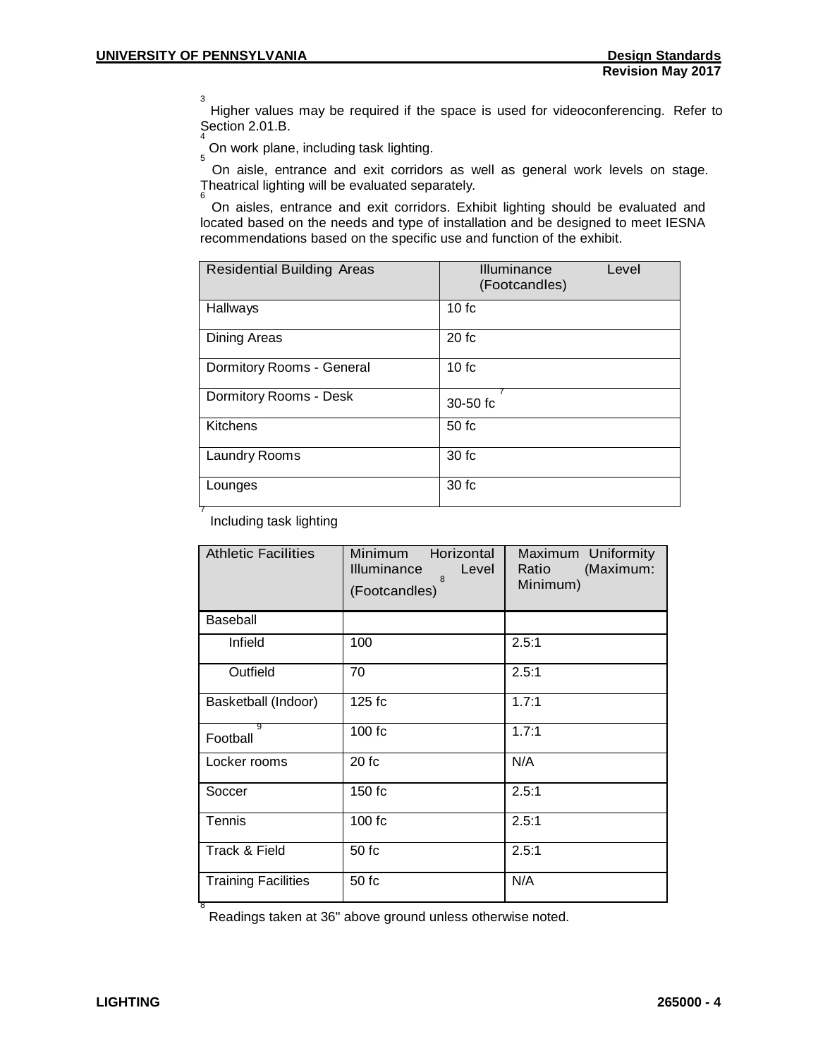[3] Higher values may be required if the space is used for videoconferencing. Refer to Section 2.01.B.

[4] On work plane, including task lighting.

[5] On aisle, entrance and exit corridors as well as general work levels on stage. Theatrical lighting will be evaluated separately.

[6] On aisles, entrance and exit corridors. Exhibit lighting should be evaluated and located based on the needs and type of installation and be designed to meet IESNA recommendations based on the specific use and function of the exhibit.

| Residential Building Areas | Illuminance Level (Footcandles) |
| --- | --- |
| Hallways | 10 fc |
| Dining Areas | 20 fc |
| Dormitory Rooms - General | 10 fc |
| Dormitory Rooms - Desk | 30-50 fc [7] |
| Kitchens | 50 fc |
| Laundry Rooms | 30 fc |
| Lounges | 30 fc |

[7] Including task lighting

| Athletic Facilities | Minimum Horizontal Illuminance Level [8] (Footcandles) | Maximum Uniformity Ratio (Maximum: Minimum) |
| --- | --- | --- |
| Baseball | | |
| Infield | 100 | 2.5:1 |
| Outfield | 70 | 2.5:1 |
| Basketball (Indoor) | 125 fc | 1.7:1 |
| Football [9] | 100 fc | 1.7:1 |
| Locker rooms | 20 fc | N/A |
| Soccer | 150 fc | 2.5:1 |
| Tennis | 100 fc | 2.5:1 |
| Track & Field | 50 fc | 2.5:1 |
| Training Facilities | 50 fc | N/A |

[8] Readings taken at 36" above ground unless otherwise noted.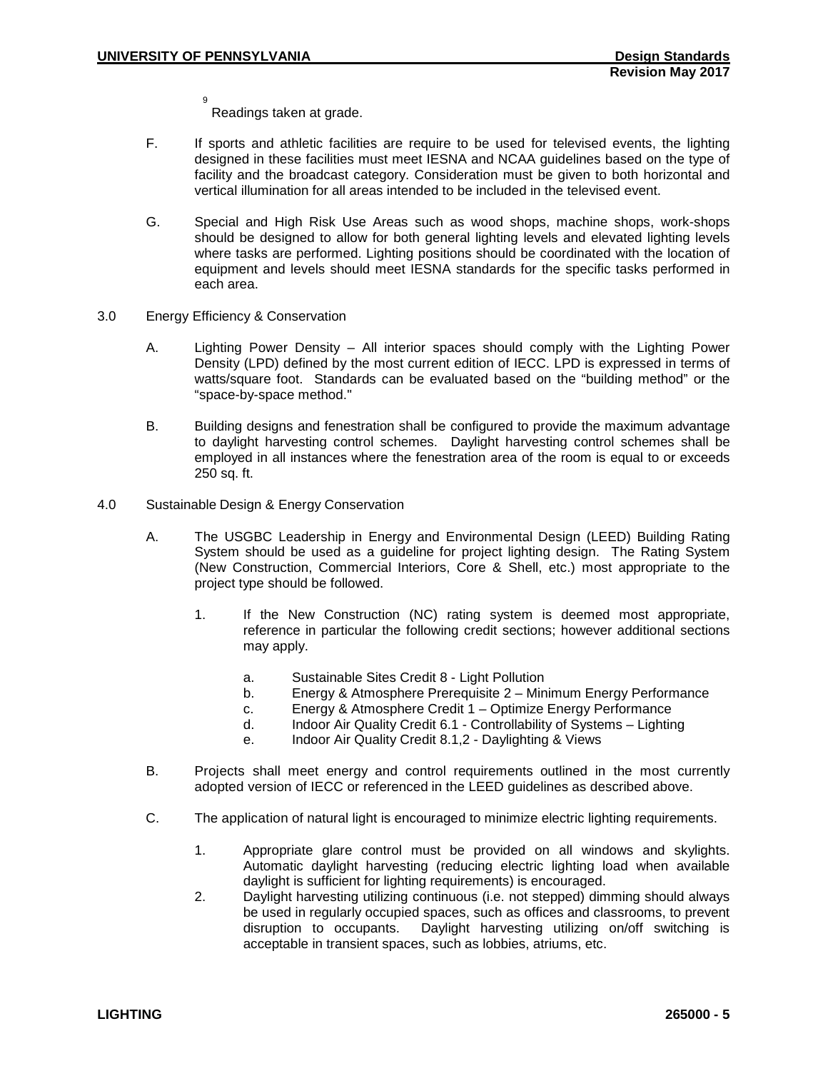[9] Readings taken at grade.

F. If sports and athletic facilities are require to be used for televised events, the lighting designed in these facilities must meet IESNA and NCAA guidelines based on the type of facility and the broadcast category. Consideration must be given to both horizontal and vertical illumination for all areas intended to be included in the televised event.

G. Special and High Risk Use Areas such as wood shops, machine shops, work-shops should be designed to allow for both general lighting levels and elevated lighting levels where tasks are performed. Lighting positions should be coordinated with the location of equipment and levels should meet IESNA standards for the specific tasks performed in each area.

3.0 Energy Efficiency & Conservation

A. Lighting Power Density – All interior spaces should comply with the Lighting Power Density (LPD) defined by the most current edition of IECC. LPD is expressed in terms of watts/square foot. Standards can be evaluated based on the "building method" or the "space-by-space method."

B. Building designs and fenestration shall be configured to provide the maximum advantage to daylight harvesting control schemes. Daylight harvesting control schemes shall be employed in all instances where the fenestration area of the room is equal to or exceeds 250 sq. ft.

4.0 Sustainable Design & Energy Conservation

A. The USGBC Leadership in Energy and Environmental Design (LEED) Building Rating System should be used as a guideline for project lighting design. The Rating System (New Construction, Commercial Interiors, Core & Shell, etc.) most appropriate to the project type should be followed.

1. If the New Construction (NC) rating system is deemed most appropriate, reference in particular the following credit sections; however additional sections may apply.

   a. Sustainable Sites Credit 8 - Light Pollution
   b. Energy & Atmosphere Prerequisite 2 – Minimum Energy Performance
   c. Energy & Atmosphere Credit 1 – Optimize Energy Performance
   d. Indoor Air Quality Credit 6.1 - Controllability of Systems – Lighting
   e. Indoor Air Quality Credit 8.1,2 - Daylighting & Views

B. Projects shall meet energy and control requirements outlined in the most currently adopted version of IECC or referenced in the LEED guidelines as described above.

C. The application of natural light is encouraged to minimize electric lighting requirements.

1. Appropriate glare control must be provided on all windows and skylights. Automatic daylight harvesting (reducing electric lighting load when available daylight is sufficient for lighting requirements) is encouraged.
2. Daylight harvesting utilizing continuous (i.e. not stepped) dimming should always be used in regularly occupied spaces, such as offices and classrooms, to prevent disruption to occupants. Daylight harvesting utilizing on/off switching is acceptable in transient spaces, such as lobbies, atriums, etc.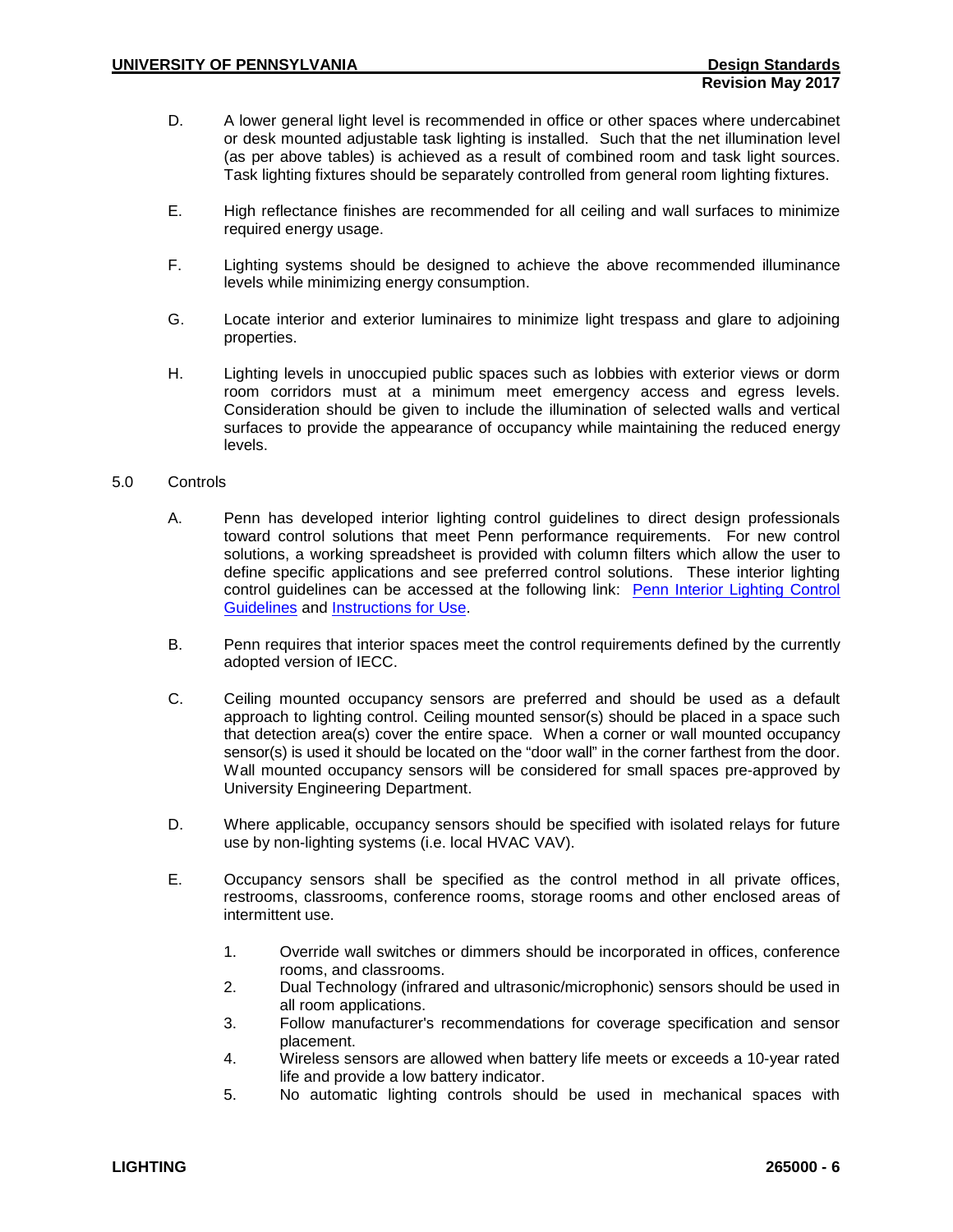D. A lower general light level is recommended in office or other spaces where undercabinet or desk mounted adjustable task lighting is installed. Such that the net illumination level (as per above tables) is achieved as a result of combined room and task light sources. Task lighting fixtures should be separately controlled from general room lighting fixtures.

E. High reflectance finishes are recommended for all ceiling and wall surfaces to minimize required energy usage.

F. Lighting systems should be designed to achieve the above recommended illuminance levels while minimizing energy consumption.

G. Locate interior and exterior luminaires to minimize light trespass and glare to adjoining properties.

H. Lighting levels in unoccupied public spaces such as lobbies with exterior views or dorm room corridors must at a minimum meet emergency access and egress levels. Consideration should be given to include the illumination of selected walls and vertical surfaces to provide the appearance of occupancy while maintaining the reduced energy levels.

5.0 Controls

A. Penn has developed interior lighting control guidelines to direct design professionals toward control solutions that meet Penn performance requirements. For new control solutions, a working spreadsheet is provided with column filters which allow the user to define specific applications and see preferred control solutions. These interior lighting control guidelines can be accessed at the following link: Penn Interior Lighting Control Guidelines and Instructions for Use.

B. Penn requires that interior spaces meet the control requirements defined by the currently adopted version of IECC.

C. Ceiling mounted occupancy sensors are preferred and should be used as a default approach to lighting control. Ceiling mounted sensor(s) should be placed in a space such that detection area(s) cover the entire space. When a corner or wall mounted occupancy sensor(s) is used it should be located on the "door wall" in the corner farthest from the door. Wall mounted occupancy sensors will be considered for small spaces pre-approved by University Engineering Department.

D. Where applicable, occupancy sensors should be specified with isolated relays for future use by non-lighting systems (i.e. local HVAC VAV).

E. Occupancy sensors shall be specified as the control method in all private offices, restrooms, classrooms, conference rooms, storage rooms and other enclosed areas of intermittent use.

1. Override wall switches or dimmers should be incorporated in offices, conference rooms, and classrooms.
2. Dual Technology (infrared and ultrasonic/microphonic) sensors should be used in all room applications.
3. Follow manufacturer's recommendations for coverage specification and sensor placement.
4. Wireless sensors are allowed when battery life meets or exceeds a 10-year rated life and provide a low battery indicator.
5. No automatic lighting controls should be used in mechanical spaces with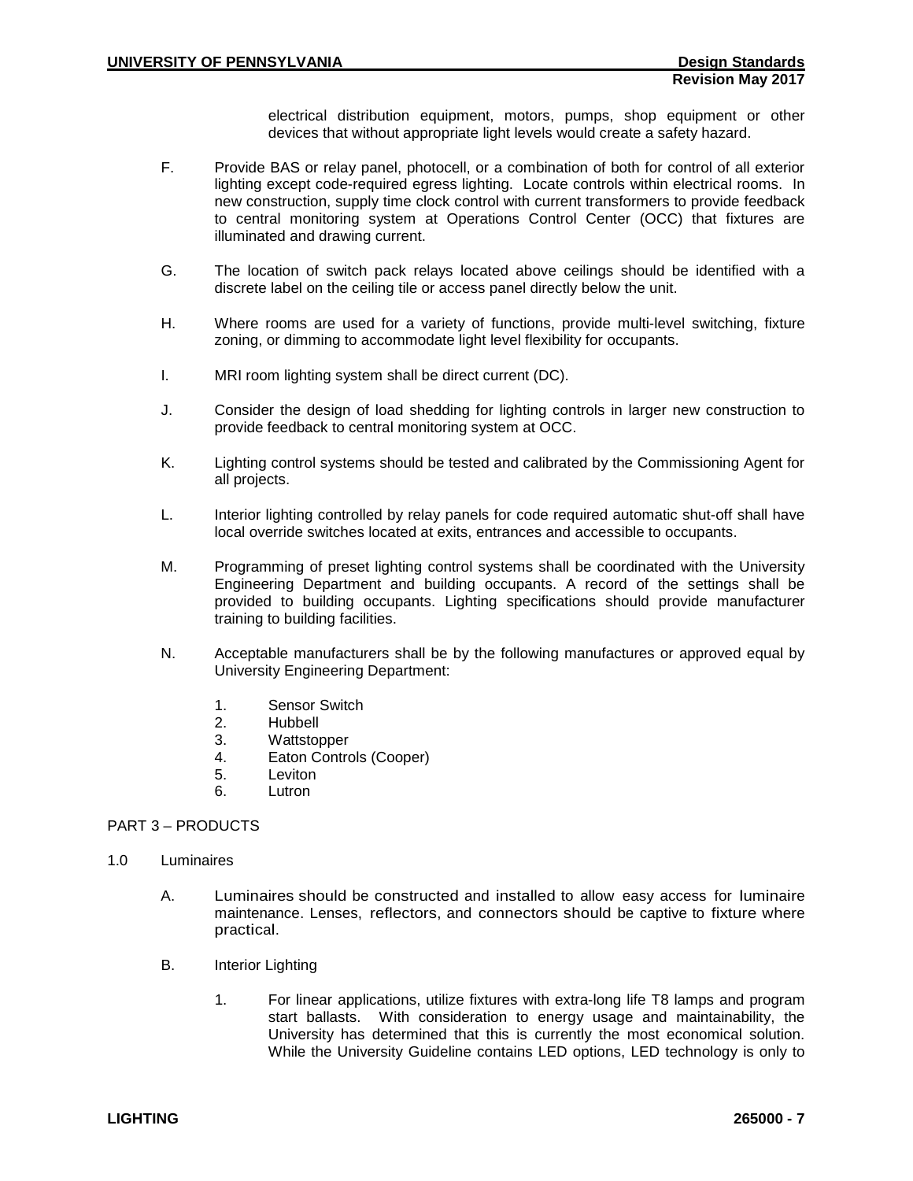electrical distribution equipment, motors, pumps, shop equipment or other devices that without appropriate light levels would create a safety hazard.

F. Provide BAS or relay panel, photocell, or a combination of both for control of all exterior lighting except code-required egress lighting. Locate controls within electrical rooms. In new construction, supply time clock control with current transformers to provide feedback to central monitoring system at Operations Control Center (OCC) that fixtures are illuminated and drawing current.

G. The location of switch pack relays located above ceilings should be identified with a discrete label on the ceiling tile or access panel directly below the unit.

H. Where rooms are used for a variety of functions, provide multi-level switching, fixture zoning, or dimming to accommodate light level flexibility for occupants.

I. MRI room lighting system shall be direct current (DC).

J. Consider the design of load shedding for lighting controls in larger new construction to provide feedback to central monitoring system at OCC.

K. Lighting control systems should be tested and calibrated by the Commissioning Agent for all projects.

L. Interior lighting controlled by relay panels for code required automatic shut-off shall have local override switches located at exits, entrances and accessible to occupants.

M. Programming of preset lighting control systems shall be coordinated with the University Engineering Department and building occupants. A record of the settings shall be provided to building occupants. Lighting specifications should provide manufacturer training to building facilities.

N. Acceptable manufacturers shall be by the following manufactures or approved equal by University Engineering Department:

1. Sensor Switch
2. Hubbell
3. Wattstopper
4. Eaton Controls (Cooper)
5. Leviton
6. Lutron

## PART 3 – PRODUCTS

1.0 Luminaires

A. Luminaires should be constructed and installed to allow easy access for luminaire maintenance. Lenses, reflectors, and connectors should be captive to fixture where practical.

B. Interior Lighting

1. For linear applications, utilize fixtures with extra-long life T8 lamps and program start ballasts. With consideration to energy usage and maintainability, the University has determined that this is currently the most economical solution. While the University Guideline contains LED options, LED technology is only to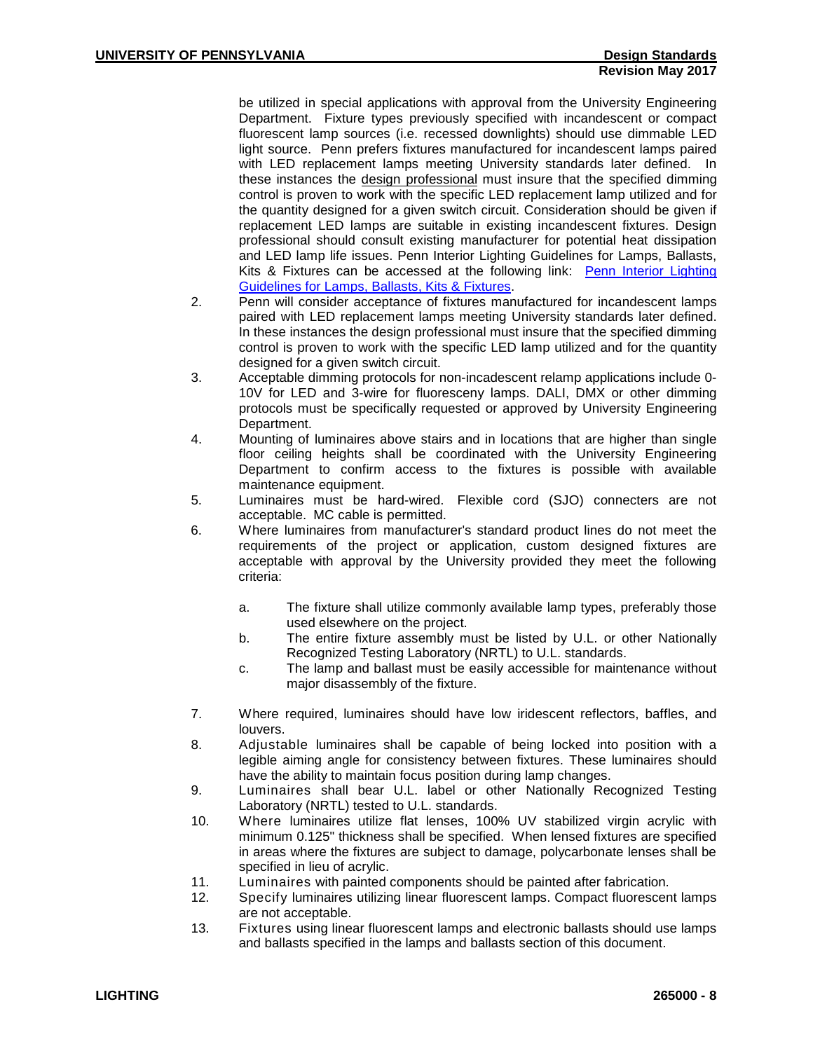be utilized in special applications with approval from the University Engineering Department. Fixture types previously specified with incandescent or compact fluorescent lamp sources (i.e. recessed downlights) should use dimmable LED light source. Penn prefers fixtures manufactured for incandescent lamps paired with LED replacement lamps meeting University standards later defined. In these instances the design professional must insure that the specified dimming control is proven to work with the specific LED replacement lamp utilized and for the quantity designed for a given switch circuit. Consideration should be given if replacement LED lamps are suitable in existing incandescent fixtures. Design professional should consult existing manufacturer for potential heat dissipation and LED lamp life issues. Penn Interior Lighting Guidelines for Lamps, Ballasts, Kits & Fixtures can be accessed at the following link: [Penn Interior Lighting Guidelines for Lamps, Ballasts, Kits & Fixtures](#).

2. Penn will consider acceptance of fixtures manufactured for incandescent lamps paired with LED replacement lamps meeting University standards later defined. In these instances the design professional must insure that the specified dimming control is proven to work with the specific LED lamp utilized and for the quantity designed for a given switch circuit.
3. Acceptable dimming protocols for non-incadescent relamp applications include 0-10V for LED and 3-wire for fluoresceny lamps. DALI, DMX or other dimming protocols must be specifically requested or approved by University Engineering Department.
4. Mounting of luminaires above stairs and in locations that are higher than single floor ceiling heights shall be coordinated with the University Engineering Department to confirm access to the fixtures is possible with available maintenance equipment.
5. Luminaires must be hard-wired. Flexible cord (SJO) connecters are not acceptable. MC cable is permitted.
6. Where luminaires from manufacturer's standard product lines do not meet the requirements of the project or application, custom designed fixtures are acceptable with approval by the University provided they meet the following criteria:

   a. The fixture shall utilize commonly available lamp types, preferably those used elsewhere on the project.
   b. The entire fixture assembly must be listed by U.L. or other Nationally Recognized Testing Laboratory (NRTL) to U.L. standards.
   c. The lamp and ballast must be easily accessible for maintenance without major disassembly of the fixture.

7. Where required, luminaires should have low iridescent reflectors, baffles, and louvers.
8. Adjustable luminaires shall be capable of being locked into position with a legible aiming angle for consistency between fixtures. These luminaires should have the ability to maintain focus position during lamp changes.
9. Luminaires shall bear U.L. label or other Nationally Recognized Testing Laboratory (NRTL) tested to U.L. standards.
10. Where luminaires utilize flat lenses, 100% UV stabilized virgin acrylic with minimum 0.125" thickness shall be specified. When lensed fixtures are specified in areas where the fixtures are subject to damage, polycarbonate lenses shall be specified in lieu of acrylic.
11. Luminaires with painted components should be painted after fabrication.
12. Specify luminaires utilizing linear fluorescent lamps. Compact fluorescent lamps are not acceptable.
13. Fixtures using linear fluorescent lamps and electronic ballasts should use lamps and ballasts specified in the lamps and ballasts section of this document.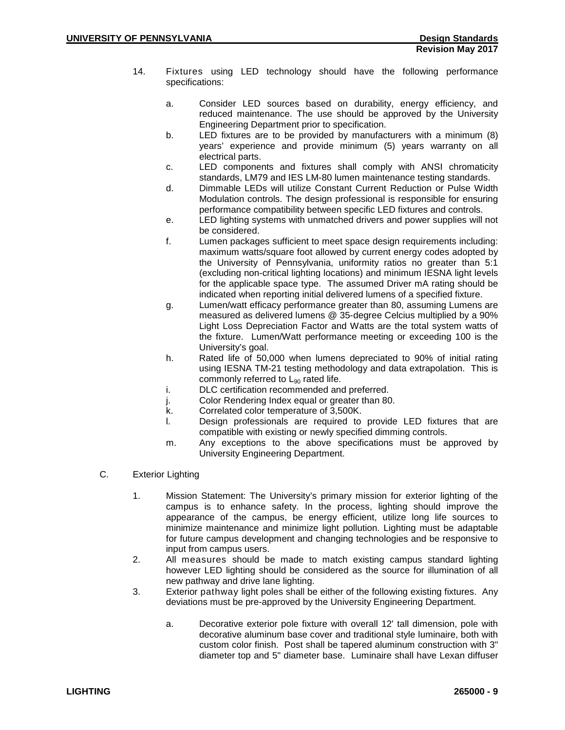14. Fixtures using LED technology should have the following performance specifications:

    a. Consider LED sources based on durability, energy efficiency, and reduced maintenance. The use should be approved by the University Engineering Department prior to specification.
    b. LED fixtures are to be provided by manufacturers with a minimum (8) years' experience and provide minimum (5) years warranty on all electrical parts.
    c. LED components and fixtures shall comply with ANSI chromaticity standards, LM79 and IES LM-80 lumen maintenance testing standards.
    d. Dimmable LEDs will utilize Constant Current Reduction or Pulse Width Modulation controls. The design professional is responsible for ensuring performance compatibility between specific LED fixtures and controls.
    e. LED lighting systems with unmatched drivers and power supplies will not be considered.
    f. Lumen packages sufficient to meet space design requirements including: maximum watts/square foot allowed by current energy codes adopted by the University of Pennsylvania, uniformity ratios no greater than 5:1 (excluding non-critical lighting locations) and minimum IESNA light levels for the applicable space type. The assumed Driver mA rating should be indicated when reporting initial delivered lumens of a specified fixture.
    g. Lumen/watt efficacy performance greater than 80, assuming Lumens are measured as delivered lumens @ 35-degree Celcius multiplied by a 90% Light Loss Depreciation Factor and Watts are the total system watts of the fixture. Lumen/Watt performance meeting or exceeding 100 is the University's goal.
    h. Rated life of 50,000 when lumens depreciated to 90% of initial rating using IESNA TM-21 testing methodology and data extrapolation. This is commonly referred to $L_{90}$ rated life.
    i. DLC certification recommended and preferred.
    j. Color Rendering Index equal or greater than 80.
    k. Correlated color temperature of 3,500K.
    l. Design professionals are required to provide LED fixtures that are compatible with existing or newly specified dimming controls.
    m. Any exceptions to the above specifications must be approved by University Engineering Department.

C. Exterior Lighting

1. Mission Statement: The University's primary mission for exterior lighting of the campus is to enhance safety. In the process, lighting should improve the appearance of the campus, be energy efficient, utilize long life sources to minimize maintenance and minimize light pollution. Lighting must be adaptable for future campus development and changing technologies and be responsive to input from campus users.
2. All measures should be made to match existing campus standard lighting however LED lighting should be considered as the source for illumination of all new pathway and drive lane lighting.
3. Exterior pathway light poles shall be either of the following existing fixtures. Any deviations must be pre-approved by the University Engineering Department.

    a. Decorative exterior pole fixture with overall 12' tall dimension, pole with decorative aluminum base cover and traditional style luminaire, both with custom color finish. Post shall be tapered aluminum construction with 3" diameter top and 5" diameter base. Luminaire shall have Lexan diffuser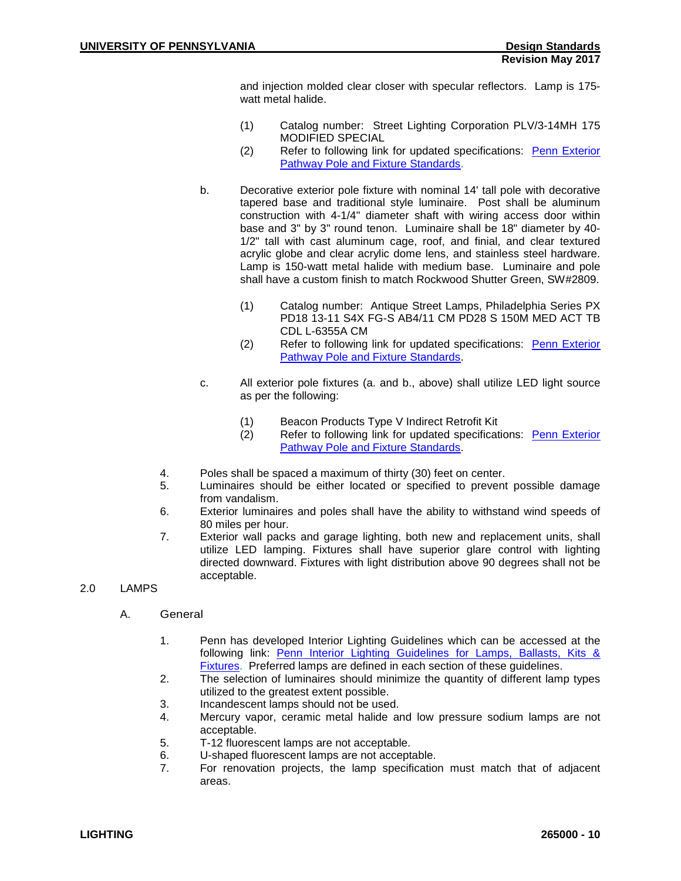and injection molded clear closer with specular reflectors. Lamp is 175-watt metal halide.

(1) Catalog number: Street Lighting Corporation PLV/3-14MH 175 MODIFIED SPECIAL

(2) Refer to following link for updated specifications: [Penn Exterior Pathway Pole and Fixture Standards](#).

b. Decorative exterior pole fixture with nominal 14' tall pole with decorative tapered base and traditional style luminaire. Post shall be aluminum construction with 4-1/4" diameter shaft with wiring access door within base and 3" by 3" round tenon. Luminaire shall be 18" diameter by 40-1/2" tall with cast aluminum cage, roof, and finial, and clear textured acrylic globe and clear acrylic dome lens, and stainless steel hardware. Lamp is 150-watt metal halide with medium base. Luminaire and pole shall have a custom finish to match Rockwood Shutter Green, SW#2809.

(1) Catalog number: Antique Street Lamps, Philadelphia Series PX PD18 13-11 S4X FG-S AB4/11 CM PD28 S 150M MED ACT TB CDL L-6355A CM

(2) Refer to following link for updated specifications: [Penn Exterior Pathway Pole and Fixture Standards](#).

c. All exterior pole fixtures (a. and b., above) shall utilize LED light source as per the following:

(1) Beacon Products Type V Indirect Retrofit Kit

(2) Refer to following link for updated specifications: [Penn Exterior Pathway Pole and Fixture Standards](#).

4. Poles shall be spaced a maximum of thirty (30) feet on center.
5. Luminaires should be either located or specified to prevent possible damage from vandalism.
6. Exterior luminaires and poles shall have the ability to withstand wind speeds of 80 miles per hour.
7. Exterior wall packs and garage lighting, both new and replacement units, shall utilize LED lamping. Fixtures shall have superior glare control with lighting directed downward. Fixtures with light distribution above 90 degrees shall not be acceptable.

## 2.0 LAMPS

### A. General

1. Penn has developed Interior Lighting Guidelines which can be accessed at the following link: [Penn Interior Lighting Guidelines for Lamps, Ballasts, Kits & Fixtures](#). Preferred lamps are defined in each section of these guidelines.
2. The selection of luminaires should minimize the quantity of different lamp types utilized to the greatest extent possible.
3. Incandescent lamps should not be used.
4. Mercury vapor, ceramic metal halide and low pressure sodium lamps are not acceptable.
5. T-12 fluorescent lamps are not acceptable.
6. U-shaped fluorescent lamps are not acceptable.
7. For renovation projects, the lamp specification must match that of adjacent areas.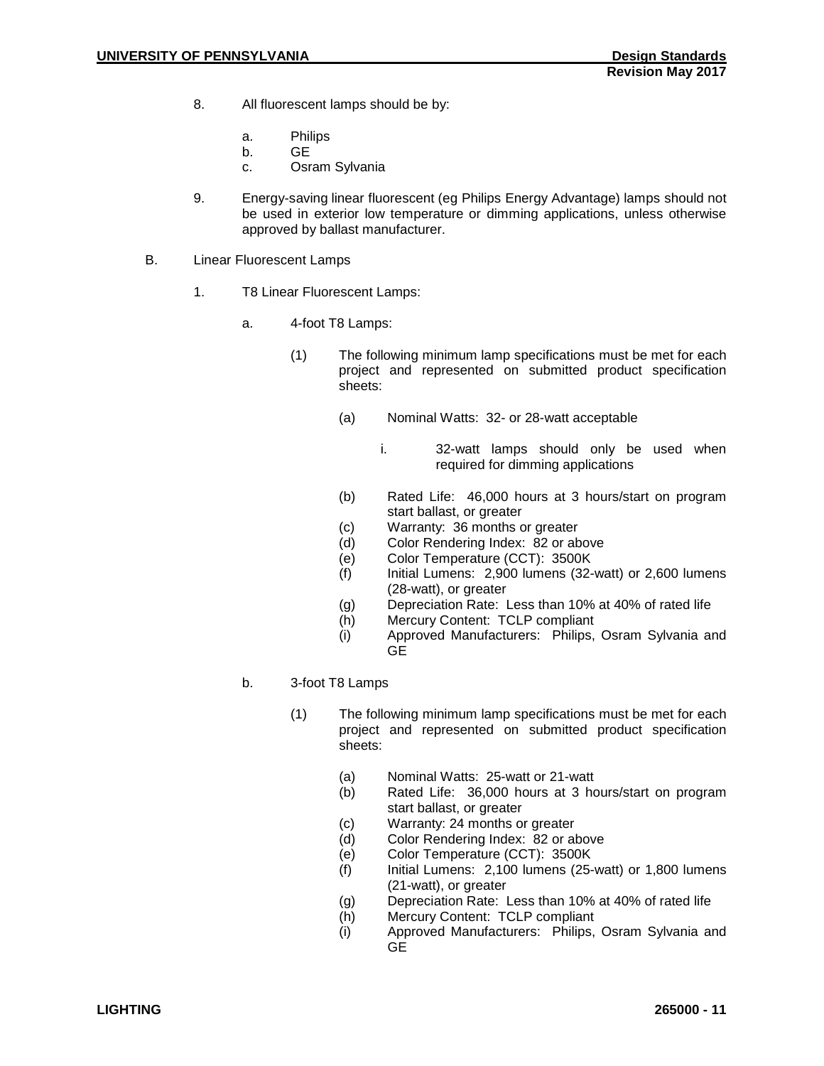8. All fluorescent lamps should be by:

   a. Philips
   b. GE
   c. Osram Sylvania

9. Energy-saving linear fluorescent (eg Philips Energy Advantage) lamps should not be used in exterior low temperature or dimming applications, unless otherwise approved by ballast manufacturer.

B. Linear Fluorescent Lamps

1. T8 Linear Fluorescent Lamps:

   a. 4-foot T8 Lamps:

      (1) The following minimum lamp specifications must be met for each project and represented on submitted product specification sheets:

         (a) Nominal Watts: 32- or 28-watt acceptable

            i. 32-watt lamps should only be used when required for dimming applications

         (b) Rated Life: 46,000 hours at 3 hours/start on program start ballast, or greater
         (c) Warranty: 36 months or greater
         (d) Color Rendering Index: 82 or above
         (e) Color Temperature (CCT): 3500K
         (f) Initial Lumens: 2,900 lumens (32-watt) or 2,600 lumens (28-watt), or greater
         (g) Depreciation Rate: Less than 10% at 40% of rated life
         (h) Mercury Content: TCLP compliant
         (i) Approved Manufacturers: Philips, Osram Sylvania and GE

   b. 3-foot T8 Lamps

      (1) The following minimum lamp specifications must be met for each project and represented on submitted product specification sheets:

         (a) Nominal Watts: 25-watt or 21-watt
         (b) Rated Life: 36,000 hours at 3 hours/start on program start ballast, or greater
         (c) Warranty: 24 months or greater
         (d) Color Rendering Index: 82 or above
         (e) Color Temperature (CCT): 3500K
         (f) Initial Lumens: 2,100 lumens (25-watt) or 1,800 lumens (21-watt), or greater
         (g) Depreciation Rate: Less than 10% at 40% of rated life
         (h) Mercury Content: TCLP compliant
         (i) Approved Manufacturers: Philips, Osram Sylvania and GE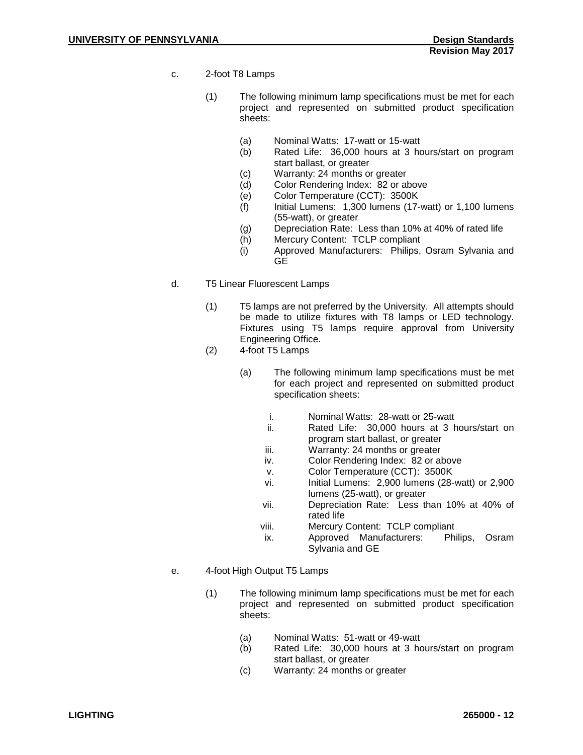c. 2-foot T8 Lamps

(1) The following minimum lamp specifications must be met for each project and represented on submitted product specification sheets:

(a) Nominal Watts: 17-watt or 15-watt
(b) Rated Life: 36,000 hours at 3 hours/start on program start ballast, or greater
(c) Warranty: 24 months or greater
(d) Color Rendering Index: 82 or above
(e) Color Temperature (CCT): 3500K
(f) Initial Lumens: 1,300 lumens (17-watt) or 1,100 lumens (55-watt), or greater
(g) Depreciation Rate: Less than 10% at 40% of rated life
(h) Mercury Content: TCLP compliant
(i) Approved Manufacturers: Philips, Osram Sylvania and GE

d. T5 Linear Fluorescent Lamps

(1) T5 lamps are not preferred by the University. All attempts should be made to utilize fixtures with T8 lamps or LED technology. Fixtures using T5 lamps require approval from University Engineering Office.

(2) 4-foot T5 Lamps

(a) The following minimum lamp specifications must be met for each project and represented on submitted product specification sheets:

i. Nominal Watts: 28-watt or 25-watt
ii. Rated Life: 30,000 hours at 3 hours/start on program start ballast, or greater
iii. Warranty: 24 months or greater
iv. Color Rendering Index: 82 or above
v. Color Temperature (CCT): 3500K
vi. Initial Lumens: 2,900 lumens (28-watt) or 2,900 lumens (25-watt), or greater
vii. Depreciation Rate: Less than 10% at 40% of rated life
viii. Mercury Content: TCLP compliant
ix. Approved Manufacturers: Philips, Osram Sylvania and GE

e. 4-foot High Output T5 Lamps

(1) The following minimum lamp specifications must be met for each project and represented on submitted product specification sheets:

(a) Nominal Watts: 51-watt or 49-watt
(b) Rated Life: 30,000 hours at 3 hours/start on program start ballast, or greater
(c) Warranty: 24 months or greater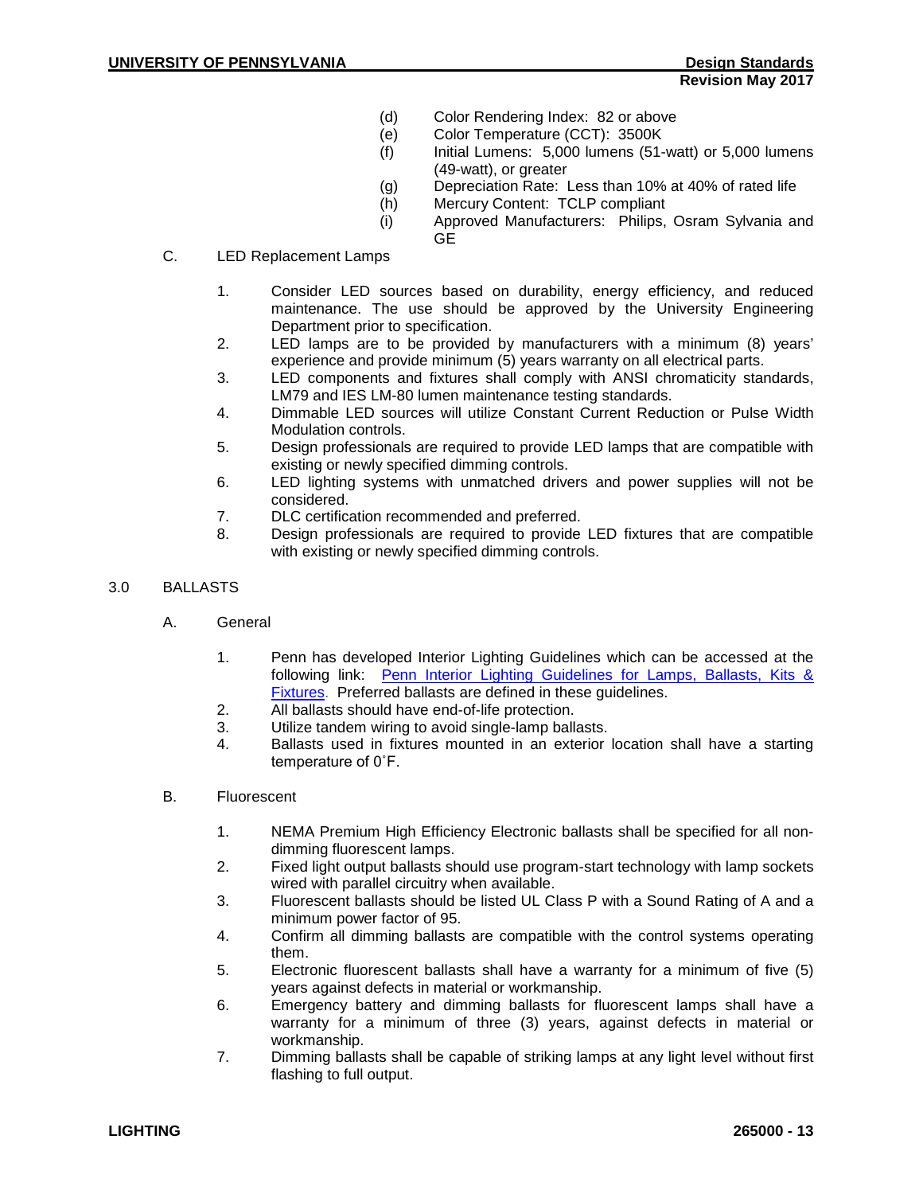(d) Color Rendering Index: 82 or above

(e) Color Temperature (CCT): 3500K

(f) Initial Lumens: 5,000 lumens (51-watt) or 5,000 lumens (49-watt), or greater

(g) Depreciation Rate: Less than 10% at 40% of rated life

(h) Mercury Content: TCLP compliant

(i) Approved Manufacturers: Philips, Osram Sylvania and GE

C. LED Replacement Lamps

1. Consider LED sources based on durability, energy efficiency, and reduced maintenance. The use should be approved by the University Engineering Department prior to specification.
2. LED lamps are to be provided by manufacturers with a minimum (8) years' experience and provide minimum (5) years warranty on all electrical parts.
3. LED components and fixtures shall comply with ANSI chromaticity standards, LM79 and IES LM-80 lumen maintenance testing standards.
4. Dimmable LED sources will utilize Constant Current Reduction or Pulse Width Modulation controls.
5. Design professionals are required to provide LED lamps that are compatible with existing or newly specified dimming controls.
6. LED lighting systems with unmatched drivers and power supplies will not be considered.
7. DLC certification recommended and preferred.
8. Design professionals are required to provide LED fixtures that are compatible with existing or newly specified dimming controls.

## 3.0 BALLASTS

A. General

1. Penn has developed Interior Lighting Guidelines which can be accessed at the following link: [Penn Interior Lighting Guidelines for Lamps, Ballasts, Kits & Fixtures](). Preferred ballasts are defined in these guidelines.
2. All ballasts should have end-of-life protection.
3. Utilize tandem wiring to avoid single-lamp ballasts.
4. Ballasts used in fixtures mounted in an exterior location shall have a starting temperature of 0˚F.

B. Fluorescent

1. NEMA Premium High Efficiency Electronic ballasts shall be specified for all non-dimming fluorescent lamps.
2. Fixed light output ballasts should use program-start technology with lamp sockets wired with parallel circuitry when available.
3. Fluorescent ballasts should be listed UL Class P with a Sound Rating of A and a minimum power factor of 95.
4. Confirm all dimming ballasts are compatible with the control systems operating them.
5. Electronic fluorescent ballasts shall have a warranty for a minimum of five (5) years against defects in material or workmanship.
6. Emergency battery and dimming ballasts for fluorescent lamps shall have a warranty for a minimum of three (3) years, against defects in material or workmanship.
7. Dimming ballasts shall be capable of striking lamps at any light level without first flashing to full output.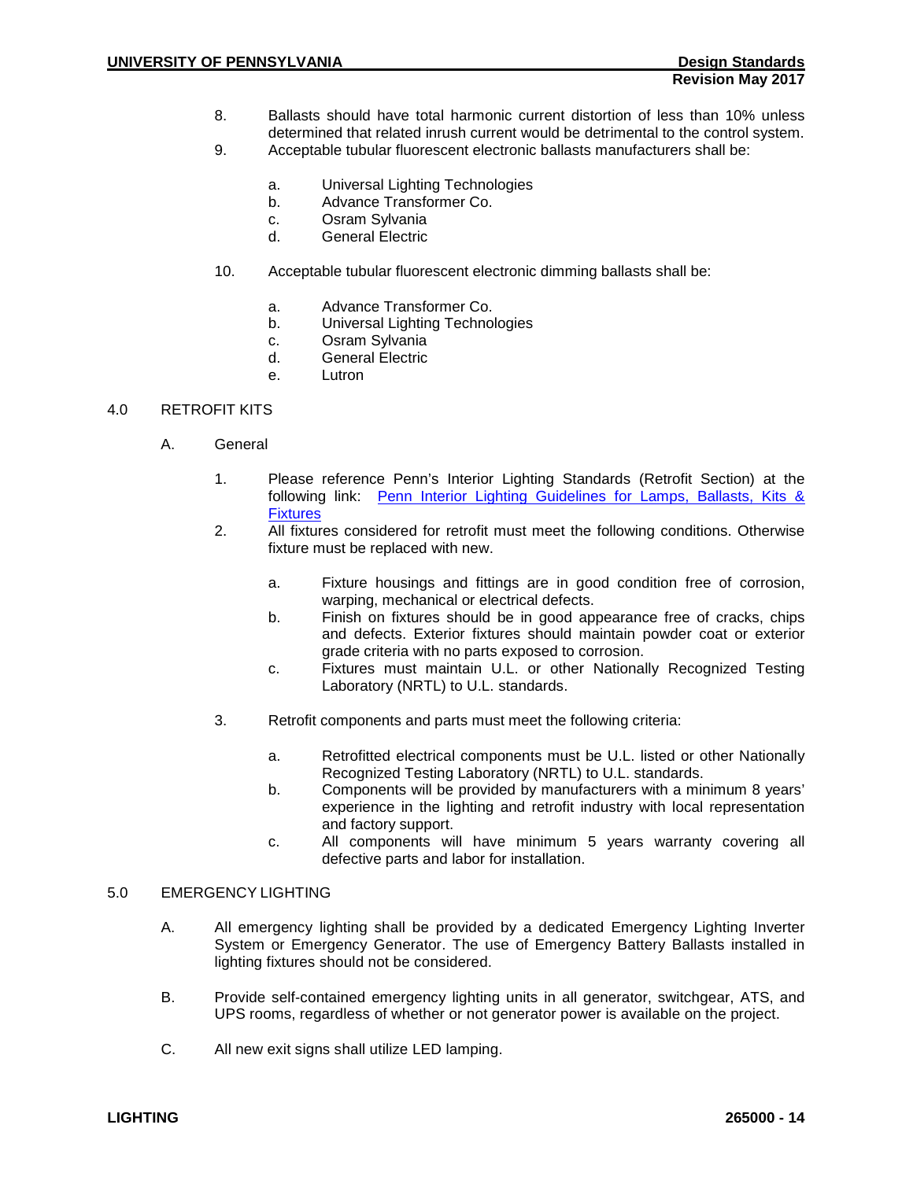8. Ballasts should have total harmonic current distortion of less than 10% unless determined that related inrush current would be detrimental to the control system.
9. Acceptable tubular fluorescent electronic ballasts manufacturers shall be:

   a. Universal Lighting Technologies
   b. Advance Transformer Co.
   c. Osram Sylvania
   d. General Electric

10. Acceptable tubular fluorescent electronic dimming ballasts shall be:

    a. Advance Transformer Co.
    b. Universal Lighting Technologies
    c. Osram Sylvania
    d. General Electric
    e. Lutron

## 4.0 RETROFIT KITS

### A. General

1. Please reference Penn's Interior Lighting Standards (Retrofit Section) at the following link: [Penn Interior Lighting Guidelines for Lamps, Ballasts, Kits & Fixtures]()
2. All fixtures considered for retrofit must meet the following conditions. Otherwise fixture must be replaced with new.

   a. Fixture housings and fittings are in good condition free of corrosion, warping, mechanical or electrical defects.
   b. Finish on fixtures should be in good appearance free of cracks, chips and defects. Exterior fixtures should maintain powder coat or exterior grade criteria with no parts exposed to corrosion.
   c. Fixtures must maintain U.L. or other Nationally Recognized Testing Laboratory (NRTL) to U.L. standards.

3. Retrofit components and parts must meet the following criteria:

   a. Retrofitted electrical components must be U.L. listed or other Nationally Recognized Testing Laboratory (NRTL) to U.L. standards.
   b. Components will be provided by manufacturers with a minimum 8 years' experience in the lighting and retrofit industry with local representation and factory support.
   c. All components will have minimum 5 years warranty covering all defective parts and labor for installation.

## 5.0 EMERGENCY LIGHTING

A. All emergency lighting shall be provided by a dedicated Emergency Lighting Inverter System or Emergency Generator. The use of Emergency Battery Ballasts installed in lighting fixtures should not be considered.

B. Provide self-contained emergency lighting units in all generator, switchgear, ATS, and UPS rooms, regardless of whether or not generator power is available on the project.

C. All new exit signs shall utilize LED lamping.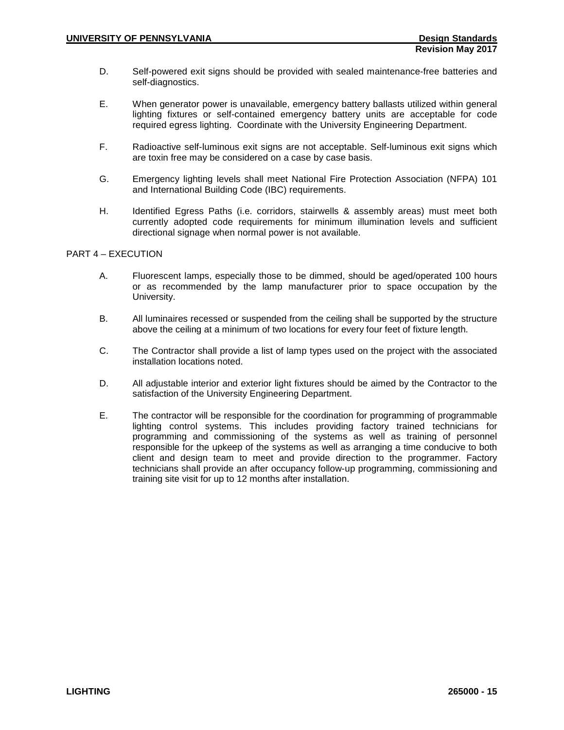D. Self-powered exit signs should be provided with sealed maintenance-free batteries and self-diagnostics.

E. When generator power is unavailable, emergency battery ballasts utilized within general lighting fixtures or self-contained emergency battery units are acceptable for code required egress lighting. Coordinate with the University Engineering Department.

F. Radioactive self-luminous exit signs are not acceptable. Self-luminous exit signs which are toxin free may be considered on a case by case basis.

G. Emergency lighting levels shall meet National Fire Protection Association (NFPA) 101 and International Building Code (IBC) requirements.

H. Identified Egress Paths (i.e. corridors, stairwells & assembly areas) must meet both currently adopted code requirements for minimum illumination levels and sufficient directional signage when normal power is not available.

## PART 4 – EXECUTION

A. Fluorescent lamps, especially those to be dimmed, should be aged/operated 100 hours or as recommended by the lamp manufacturer prior to space occupation by the University.

B. All luminaires recessed or suspended from the ceiling shall be supported by the structure above the ceiling at a minimum of two locations for every four feet of fixture length.

C. The Contractor shall provide a list of lamp types used on the project with the associated installation locations noted.

D. All adjustable interior and exterior light fixtures should be aimed by the Contractor to the satisfaction of the University Engineering Department.

E. The contractor will be responsible for the coordination for programming of programmable lighting control systems. This includes providing factory trained technicians for programming and commissioning of the systems as well as training of personnel responsible for the upkeep of the systems as well as arranging a time conducive to both client and design team to meet and provide direction to the programmer. Factory technicians shall provide an after occupancy follow-up programming, commissioning and training site visit for up to 12 months after installation.